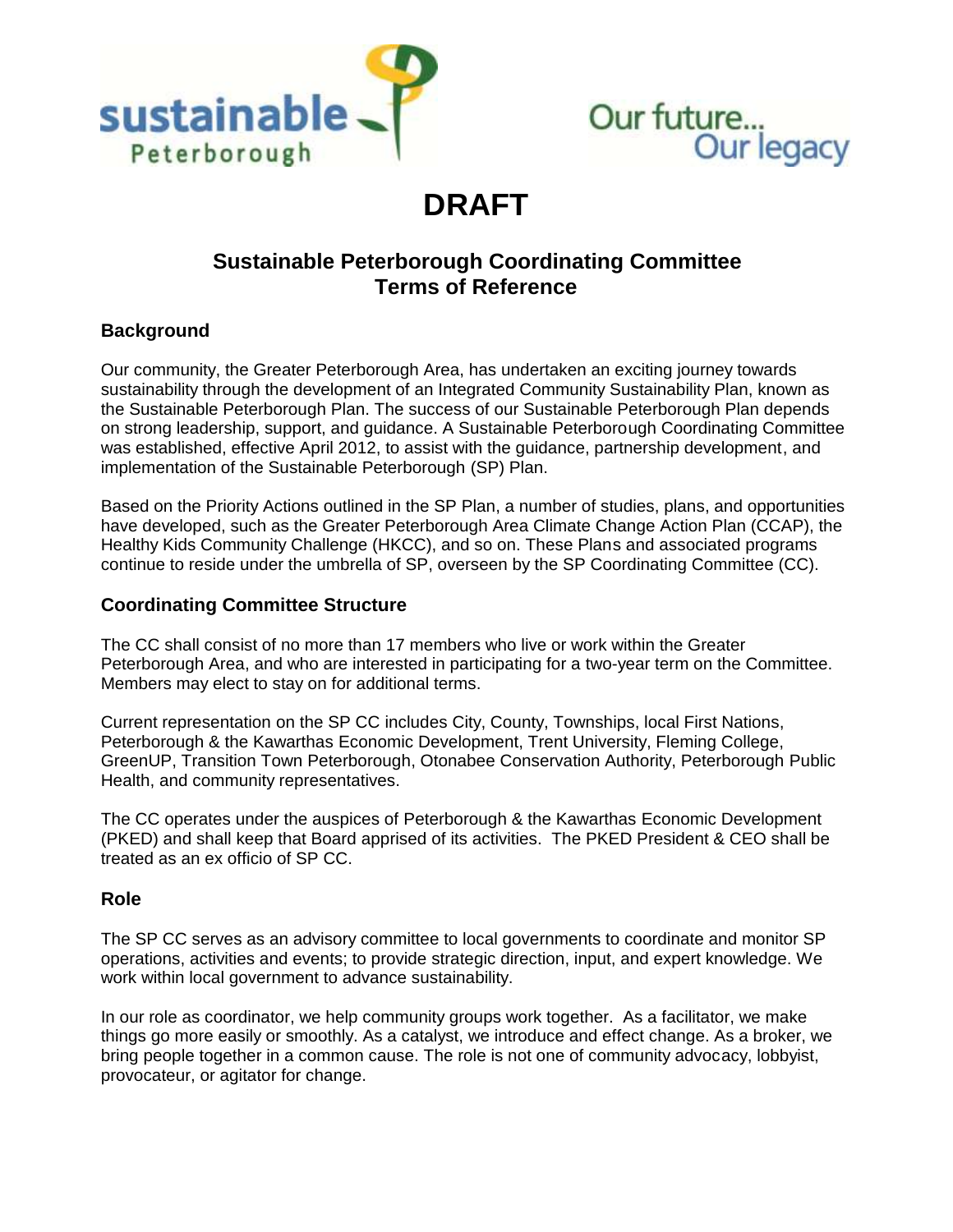sustainable Peterborough

Our future... Our legacy

# DRAFT

## Sustainable Peterborough Coordinating Committee Terms of Reference

### Background

Our community, the Greater Peterborough Area, has undertaken an exciting journey towards sustainability through the development of an Integrated Community Sustainability Plan, known as the Sustainable Peterborough Plan. The success of our Sustainable Peterborough Plan depends on strong leadership, support, and guidance. A Sustainable Peterborough Coordinating Committee was established, effective April 2012, to assist with the guidance, partnership development, and implementation of the Sustainable Peterborough (SP) Plan.

Based on the Priority Actions outlined in the SP Plan, a number of studies, plans, and opportunities have developed, such as the Greater Peterborough Area Climate Change Action Plan (CCAP), the Healthy Kids Community Challenge (HKCC), and so on. These Plans and associated programs continue to reside under the umbrella of SP, overseen by the SP Coordinating Committee (CC).

### Coordinating Committee Structure

The CC shall consist of no more than 17 members who live or work within the Greater Peterborough Area, and who are interested in participating for a two-year term on the Committee. Members may elect to stay on for additional terms.

Current representation on the SP CC includes City, County, Townships, local First Nations, Peterborough & the Kawarthas Economic Development, Trent University, Fleming College, GreenUP, Transition Town Peterborough, Otonabee Conservation Authority, Peterborough Public Health, and community representatives.

The CC operates under the auspices of Peterborough & the Kawarthas Economic Development (PKED) and shall keep that Board apprised of its activities. The PKED President & CEO shall be treated as an ex officio of SP CC.

### Role

The SP CC serves as an advisory committee to local governments to coordinate and monitor SP operations, activities and events; to provide strategic direction, input, and expert knowledge. We work within local government to advance sustainability.

In our role as coordinator, we help community groups work together. As a facilitator, we make things go more easily or smoothly. As a catalyst, we introduce and effect change. As a broker, we bring people together in a common cause. The role is not one of community advocacy, lobbyist, provocateur, or agitator for change.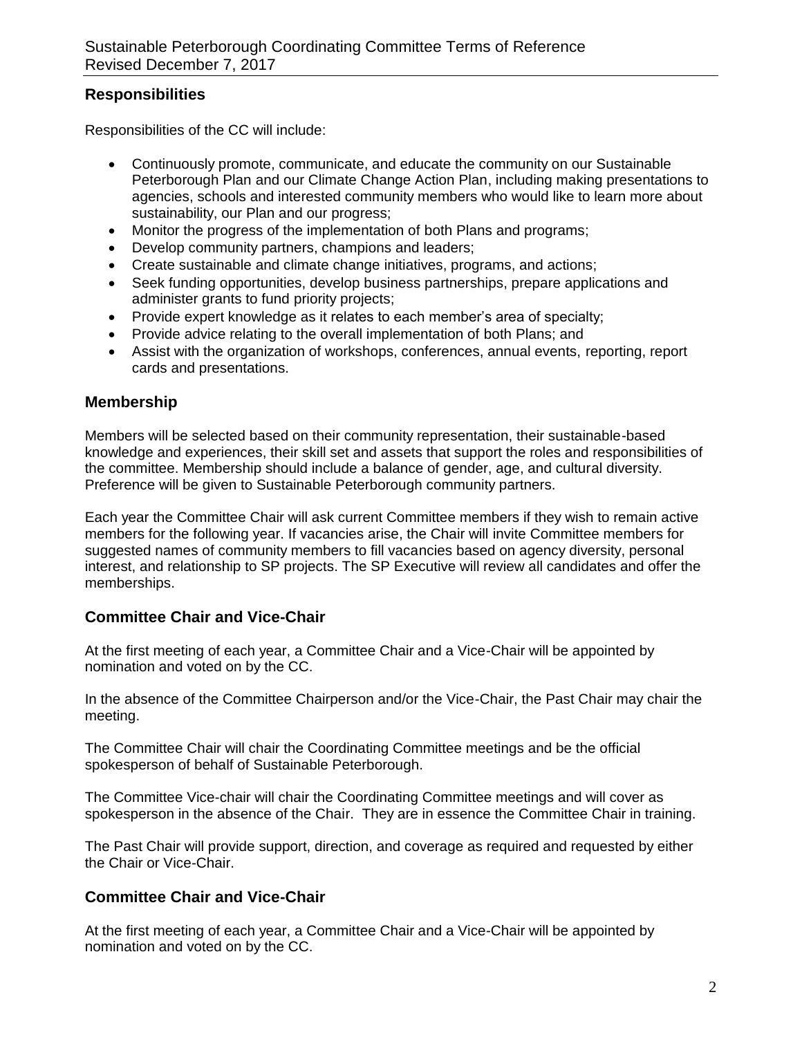## Responsibilities

Responsibilities of the CC will include:

- Continuously promote, communicate, and educate the community on our Sustainable Peterborough Plan and our Climate Change Action Plan, including making presentations to agencies, schools and interested community members who would like to learn more about sustainability, our Plan and our progress;
- Monitor the progress of the implementation of both Plans and programs;
- Develop community partners, champions and leaders;
- Create sustainable and climate change initiatives, programs, and actions;
- Seek funding opportunities, develop business partnerships, prepare applications and administer grants to fund priority projects;
- Provide expert knowledge as it relates to each member's area of specialty;
- Provide advice relating to the overall implementation of both Plans; and
- Assist with the organization of workshops, conferences, annual events, reporting, report cards and presentations.

## Membership

Members will be selected based on their community representation, their sustainable-based knowledge and experiences, their skill set and assets that support the roles and responsibilities of the committee. Membership should include a balance of gender, age, and cultural diversity. Preference will be given to Sustainable Peterborough community partners.

Each year the Committee Chair will ask current Committee members if they wish to remain active members for the following year. If vacancies arise, the Chair will invite Committee members for suggested names of community members to fill vacancies based on agency diversity, personal interest, and relationship to SP projects. The SP Executive will review all candidates and offer the memberships.

## Committee Chair and Vice-Chair

At the first meeting of each year, a Committee Chair and a Vice-Chair will be appointed by nomination and voted on by the CC.

In the absence of the Committee Chairperson and/or the Vice-Chair, the Past Chair may chair the meeting.

The Committee Chair will chair the Coordinating Committee meetings and be the official spokesperson of behalf of Sustainable Peterborough.

The Committee Vice-chair will chair the Coordinating Committee meetings and will cover as spokesperson in the absence of the Chair. They are in essence the Committee Chair in training.

The Past Chair will provide support, direction, and coverage as required and requested by either the Chair or Vice-Chair.

## Committee Chair and Vice-Chair

At the first meeting of each year, a Committee Chair and a Vice-Chair will be appointed by nomination and voted on by the CC.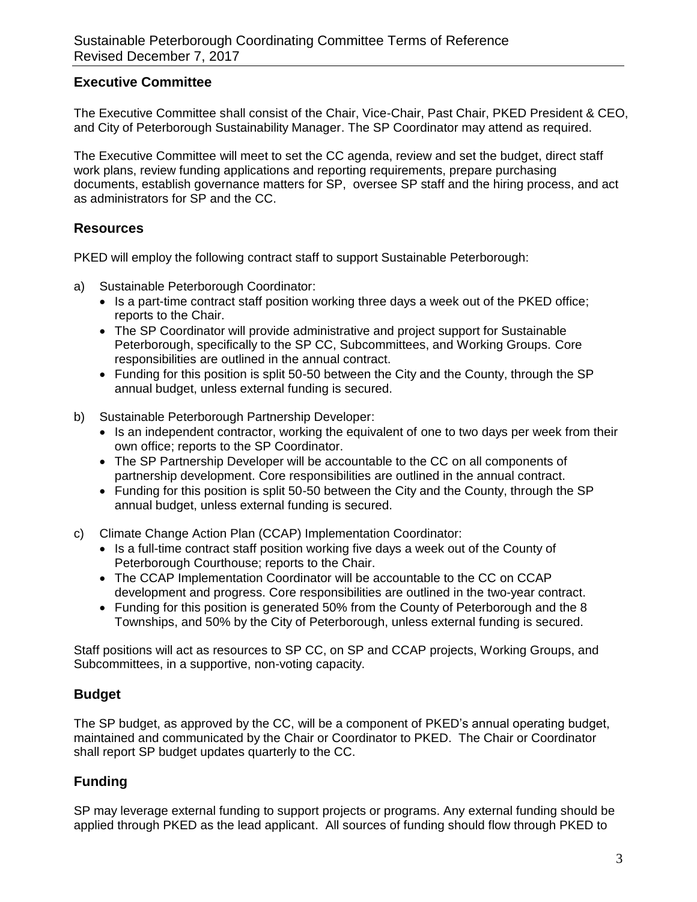## Executive Committee

The Executive Committee shall consist of the Chair, Vice-Chair, Past Chair, PKED President & CEO, and City of Peterborough Sustainability Manager. The SP Coordinator may attend as required.

The Executive Committee will meet to set the CC agenda, review and set the budget, direct staff work plans, review funding applications and reporting requirements, prepare purchasing documents, establish governance matters for SP, oversee SP staff and the hiring process, and act as administrators for SP and the CC.

## Resources

PKED will employ the following contract staff to support Sustainable Peterborough:

a) Sustainable Peterborough Coordinator:
   - Is a part-time contract staff position working three days a week out of the PKED office; reports to the Chair.
   - The SP Coordinator will provide administrative and project support for Sustainable Peterborough, specifically to the SP CC, Subcommittees, and Working Groups. Core responsibilities are outlined in the annual contract.
   - Funding for this position is split 50-50 between the City and the County, through the SP annual budget, unless external funding is secured.

b) Sustainable Peterborough Partnership Developer:
   - Is an independent contractor, working the equivalent of one to two days per week from their own office; reports to the SP Coordinator.
   - The SP Partnership Developer will be accountable to the CC on all components of partnership development. Core responsibilities are outlined in the annual contract.
   - Funding for this position is split 50-50 between the City and the County, through the SP annual budget, unless external funding is secured.

c) Climate Change Action Plan (CCAP) Implementation Coordinator:
   - Is a full-time contract staff position working five days a week out of the County of Peterborough Courthouse; reports to the Chair.
   - The CCAP Implementation Coordinator will be accountable to the CC on CCAP development and progress. Core responsibilities are outlined in the two-year contract.
   - Funding for this position is generated 50% from the County of Peterborough and the 8 Townships, and 50% by the City of Peterborough, unless external funding is secured.

Staff positions will act as resources to SP CC, on SP and CCAP projects, Working Groups, and Subcommittees, in a supportive, non-voting capacity.

## Budget

The SP budget, as approved by the CC, will be a component of PKED's annual operating budget, maintained and communicated by the Chair or Coordinator to PKED. The Chair or Coordinator shall report SP budget updates quarterly to the CC.

## Funding

SP may leverage external funding to support projects or programs. Any external funding should be applied through PKED as the lead applicant. All sources of funding should flow through PKED to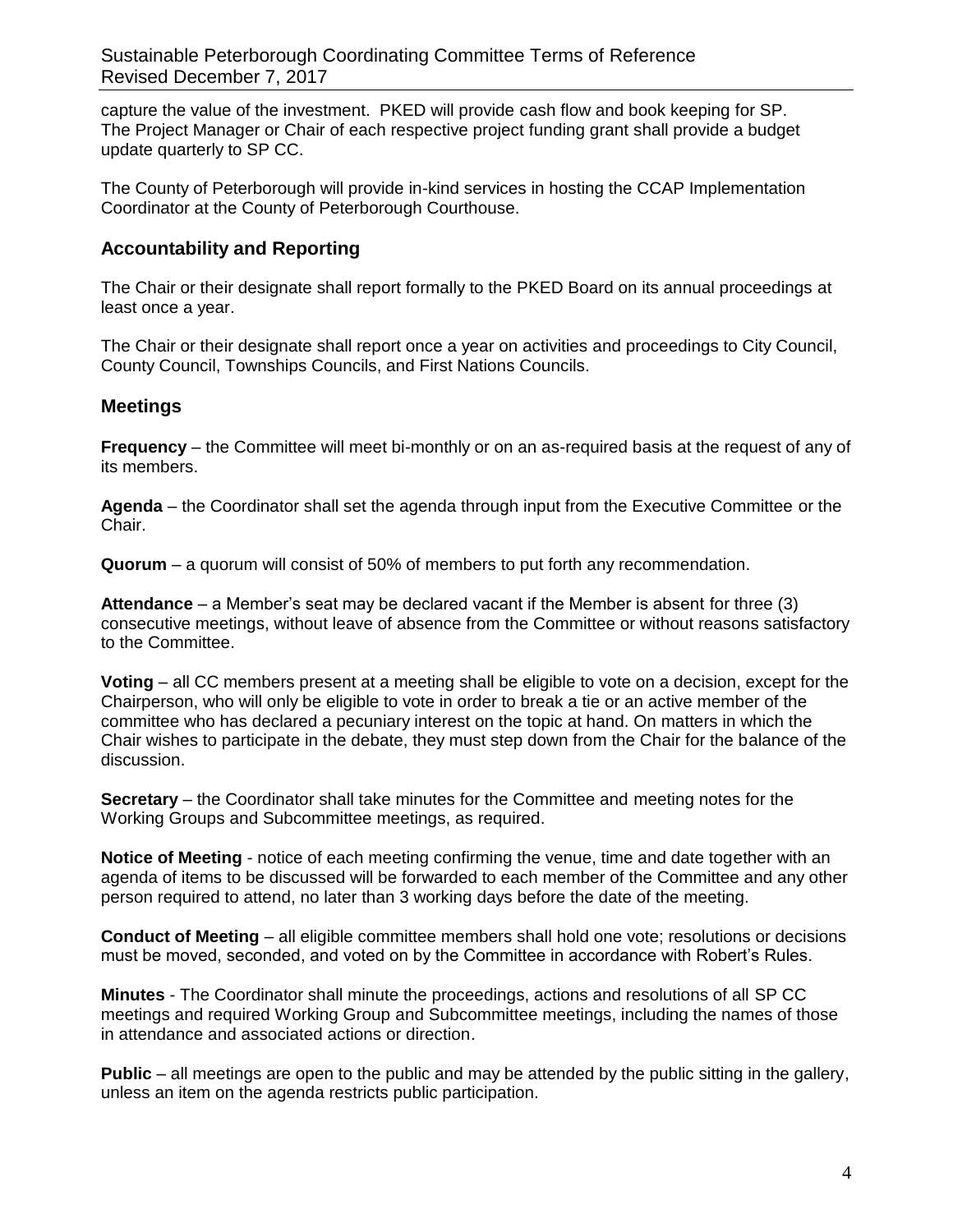capture the value of the investment. PKED will provide cash flow and book keeping for SP. The Project Manager or Chair of each respective project funding grant shall provide a budget update quarterly to SP CC.

The County of Peterborough will provide in-kind services in hosting the CCAP Implementation Coordinator at the County of Peterborough Courthouse.

## Accountability and Reporting

The Chair or their designate shall report formally to the PKED Board on its annual proceedings at least once a year.

The Chair or their designate shall report once a year on activities and proceedings to City Council, County Council, Townships Councils, and First Nations Councils.

## Meetings

**Frequency** – the Committee will meet bi-monthly or on an as-required basis at the request of any of its members.

**Agenda** – the Coordinator shall set the agenda through input from the Executive Committee or the Chair.

**Quorum** – a quorum will consist of 50% of members to put forth any recommendation.

**Attendance** – a Member's seat may be declared vacant if the Member is absent for three (3) consecutive meetings, without leave of absence from the Committee or without reasons satisfactory to the Committee.

**Voting** – all CC members present at a meeting shall be eligible to vote on a decision, except for the Chairperson, who will only be eligible to vote in order to break a tie or an active member of the committee who has declared a pecuniary interest on the topic at hand. On matters in which the Chair wishes to participate in the debate, they must step down from the Chair for the balance of the discussion.

**Secretary** – the Coordinator shall take minutes for the Committee and meeting notes for the Working Groups and Subcommittee meetings, as required.

**Notice of Meeting** - notice of each meeting confirming the venue, time and date together with an agenda of items to be discussed will be forwarded to each member of the Committee and any other person required to attend, no later than 3 working days before the date of the meeting.

**Conduct of Meeting** – all eligible committee members shall hold one vote; resolutions or decisions must be moved, seconded, and voted on by the Committee in accordance with Robert's Rules.

**Minutes** - The Coordinator shall minute the proceedings, actions and resolutions of all SP CC meetings and required Working Group and Subcommittee meetings, including the names of those in attendance and associated actions or direction.

**Public** – all meetings are open to the public and may be attended by the public sitting in the gallery, unless an item on the agenda restricts public participation.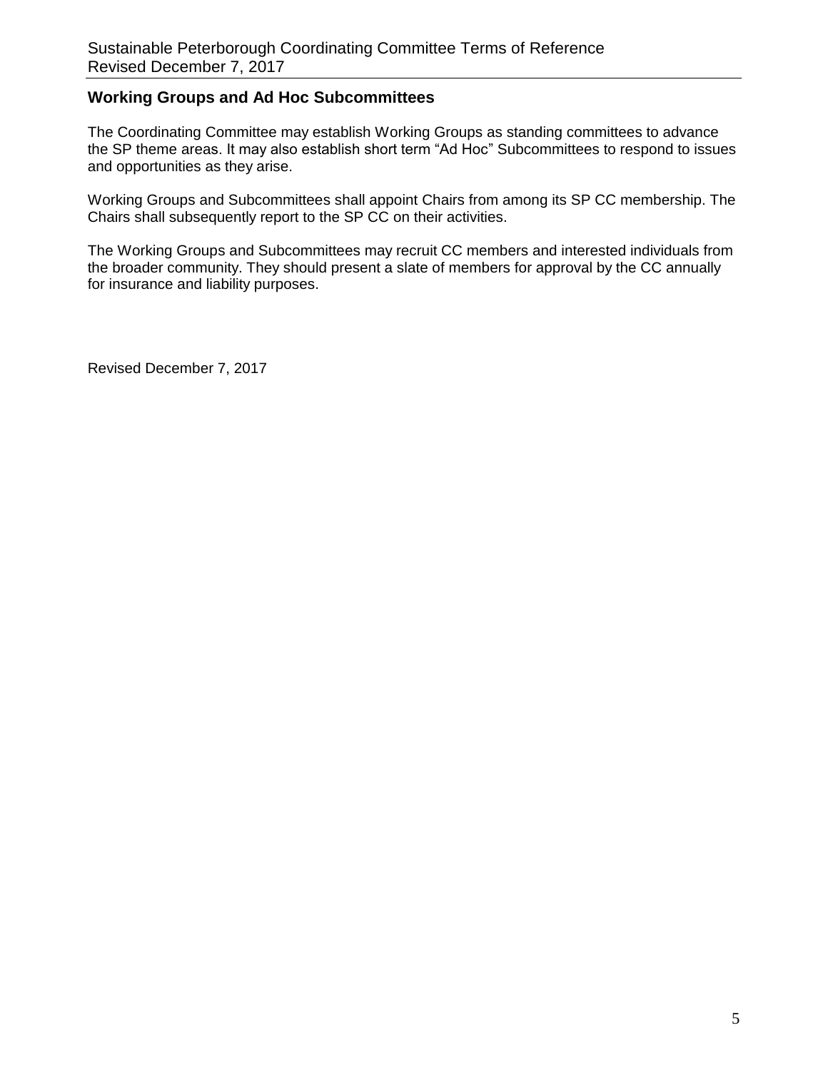## Working Groups and Ad Hoc Subcommittees

The Coordinating Committee may establish Working Groups as standing committees to advance the SP theme areas. It may also establish short term "Ad Hoc" Subcommittees to respond to issues and opportunities as they arise.

Working Groups and Subcommittees shall appoint Chairs from among its SP CC membership. The Chairs shall subsequently report to the SP CC on their activities.

The Working Groups and Subcommittees may recruit CC members and interested individuals from the broader community. They should present a slate of members for approval by the CC annually for insurance and liability purposes.

Revised December 7, 2017